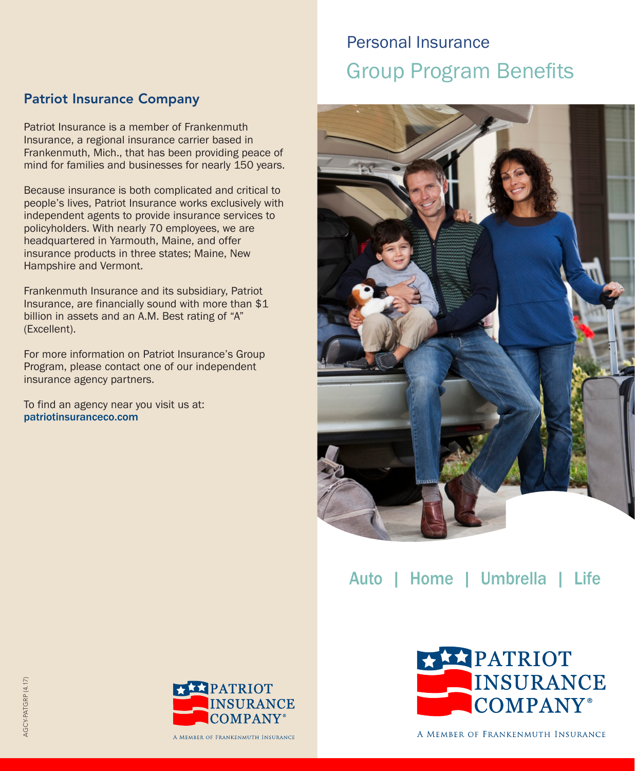## Patriot Insurance Company

Patriot Insurance is a member of Frankenmuth Insurance, a regional insurance carrier based in Frankenmuth, Mich., that has been providing peace of mind for families and businesses for nearly 150 years.

Because insurance is both complicated and critical to people's lives, Patriot Insurance works exclusively with independent agents to provide insurance services to policyholders. With nearly 70 employees, we are headquartered in Yarmouth, Maine, and offer insurance products in three states; Maine, New Hampshire and Vermont.

Frankenmuth Insurance and its subsidiary, Patriot Insurance, are financially sound with more than $1 billion in assets and an A.M. Best rating of "A" (Excellent).

For more information on Patriot Insurance's Group Program, please contact one of our independent insurance agency partners.

To find an agency near you visit us at:
patriotinsuranceco.com

PATRIOT INSURANCE COMPANY®

A Member of Frankenmuth Insurance

AGCY-PATGRP (4.17)

# Personal Insurance

## Group Program Benefits

Auto | Home | Umbrella | Life

PATRIOT INSURANCE COMPANY®

A Member of Frankenmuth Insurance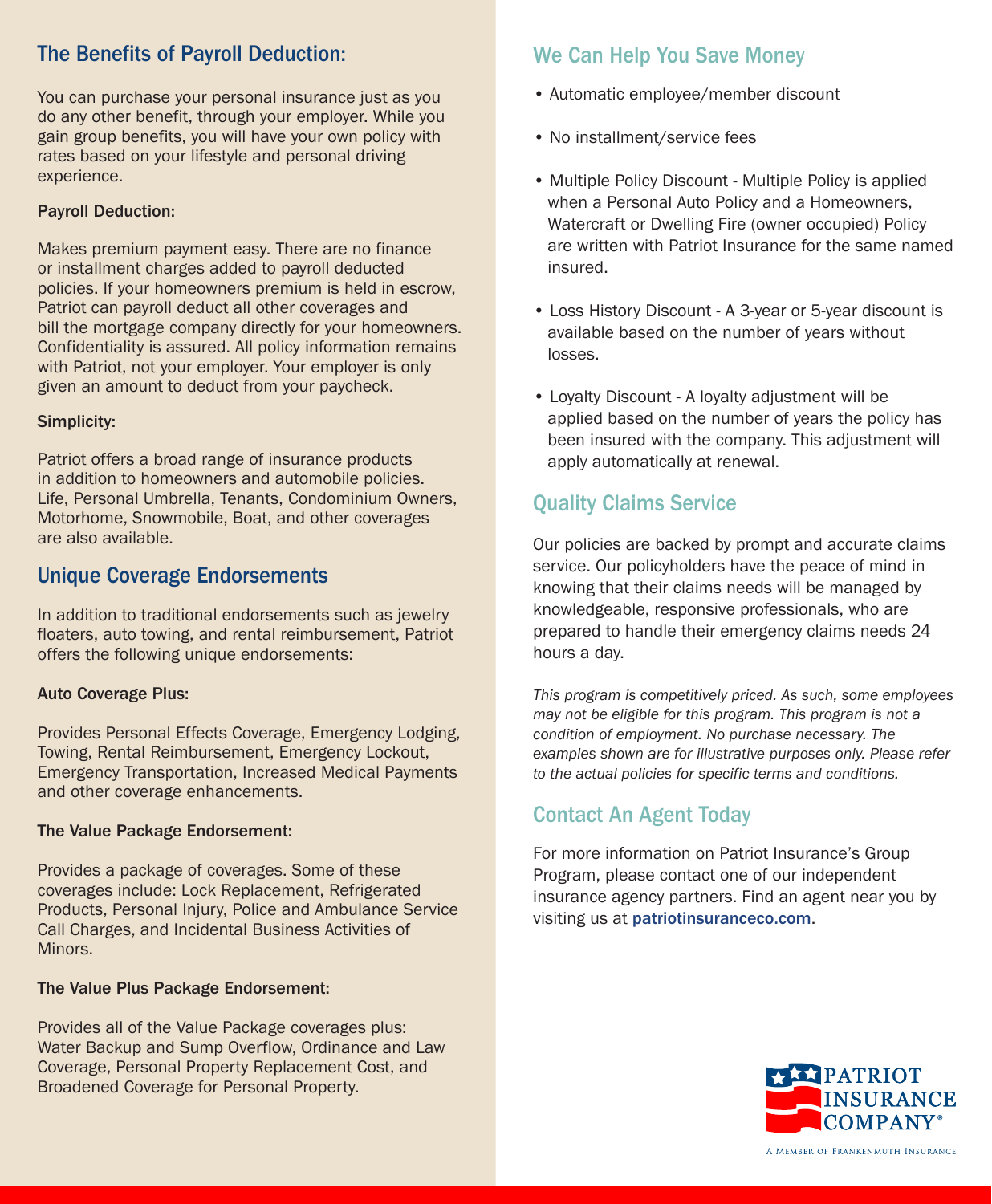## The Benefits of Payroll Deduction:

You can purchase your personal insurance just as you do any other benefit, through your employer. While you gain group benefits, you will have your own policy with rates based on your lifestyle and personal driving experience.

**Payroll Deduction:**

Makes premium payment easy. There are no finance or installment charges added to payroll deducted policies. If your homeowners premium is held in escrow, Patriot can payroll deduct all other coverages and bill the mortgage company directly for your homeowners. Confidentiality is assured. All policy information remains with Patriot, not your employer. Your employer is only given an amount to deduct from your paycheck.

**Simplicity:**

Patriot offers a broad range of insurance products in addition to homeowners and automobile policies. Life, Personal Umbrella, Tenants, Condominium Owners, Motorhome, Snowmobile, Boat, and other coverages are also available.

## Unique Coverage Endorsements

In addition to traditional endorsements such as jewelry floaters, auto towing, and rental reimbursement, Patriot offers the following unique endorsements:

**Auto Coverage Plus:**

Provides Personal Effects Coverage, Emergency Lodging, Towing, Rental Reimbursement, Emergency Lockout, Emergency Transportation, Increased Medical Payments and other coverage enhancements.

**The Value Package Endorsement:**

Provides a package of coverages. Some of these coverages include: Lock Replacement, Refrigerated Products, Personal Injury, Police and Ambulance Service Call Charges, and Incidental Business Activities of Minors.

**The Value Plus Package Endorsement:**

Provides all of the Value Package coverages plus: Water Backup and Sump Overflow, Ordinance and Law Coverage, Personal Property Replacement Cost, and Broadened Coverage for Personal Property.

## We Can Help You Save Money

- Automatic employee/member discount
- No installment/service fees
- Multiple Policy Discount - Multiple Policy is applied when a Personal Auto Policy and a Homeowners, Watercraft or Dwelling Fire (owner occupied) Policy are written with Patriot Insurance for the same named insured.
- Loss History Discount - A 3-year or 5-year discount is available based on the number of years without losses.
- Loyalty Discount - A loyalty adjustment will be applied based on the number of years the policy has been insured with the company. This adjustment will apply automatically at renewal.

## Quality Claims Service

Our policies are backed by prompt and accurate claims service. Our policyholders have the peace of mind in knowing that their claims needs will be managed by knowledgeable, responsive professionals, who are prepared to handle their emergency claims needs 24 hours a day.

*This program is competitively priced. As such, some employees may not be eligible for this program. This program is not a condition of employment. No purchase necessary. The examples shown are for illustrative purposes only. Please refer to the actual policies for specific terms and conditions.*

## Contact An Agent Today

For more information on Patriot Insurance's Group Program, please contact one of our independent insurance agency partners. Find an agent near you by visiting us at patriotinsuranceco.com.

PATRIOT INSURANCE COMPANY®

A Member of Frankenmuth Insurance